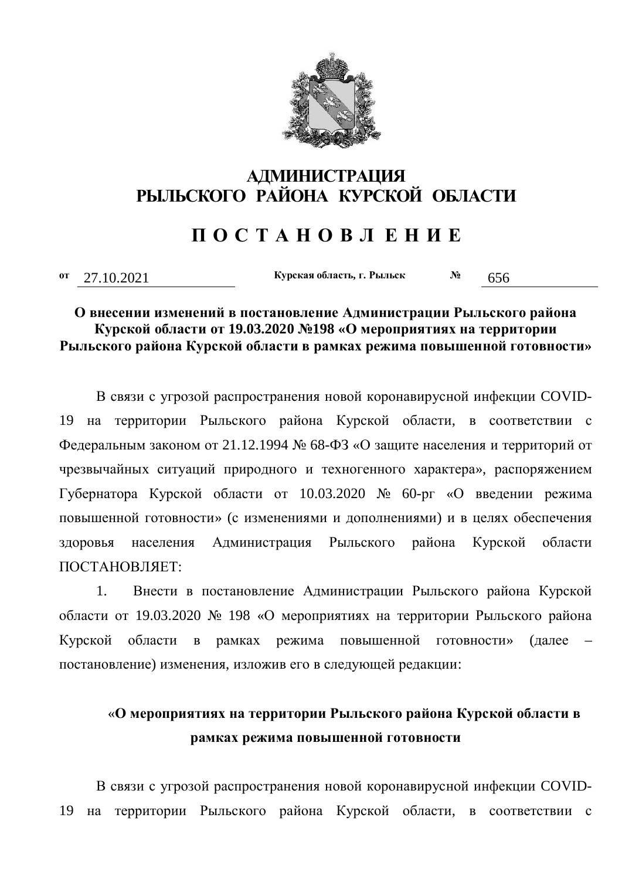# АДМИНИСТРАЦИЯ
# РЫЛЬСКОГО РАЙОНА КУРСКОЙ ОБЛАСТИ

# П О С Т А Н О В Л Е Н И Е

от 27.10.2021 Курская область, г. Рыльск № 656

**О внесении изменений в постановление Администрации Рыльского района Курской области от 19.03.2020 №198 «О мероприятиях на территории Рыльского района Курской области в рамках режима повышенной готовности»**

В связи с угрозой распространения новой коронавирусной инфекции COVID-19 на территории Рыльского района Курской области, в соответствии с Федеральным законом от 21.12.1994 № 68-ФЗ «О защите населения и территорий от чрезвычайных ситуаций природного и техногенного характера», распоряжением Губернатора Курской области от 10.03.2020 № 60-рг «О введении режима повышенной готовности» (с изменениями и дополнениями) и в целях обеспечения здоровья населения Администрация Рыльского района Курской области ПОСТАНОВЛЯЕТ:

1. Внести в постановление Администрации Рыльского района Курской области от 19.03.2020 № 198 «О мероприятиях на территории Рыльского района Курской области в рамках режима повышенной готовности» (далее – постановление) изменения, изложив его в следующей редакции:

«**О мероприятиях на территории Рыльского района Курской области в рамках режима повышенной готовности**

В связи с угрозой распространения новой коронавирусной инфекции COVID-19 на территории Рыльского района Курской области, в соответствии с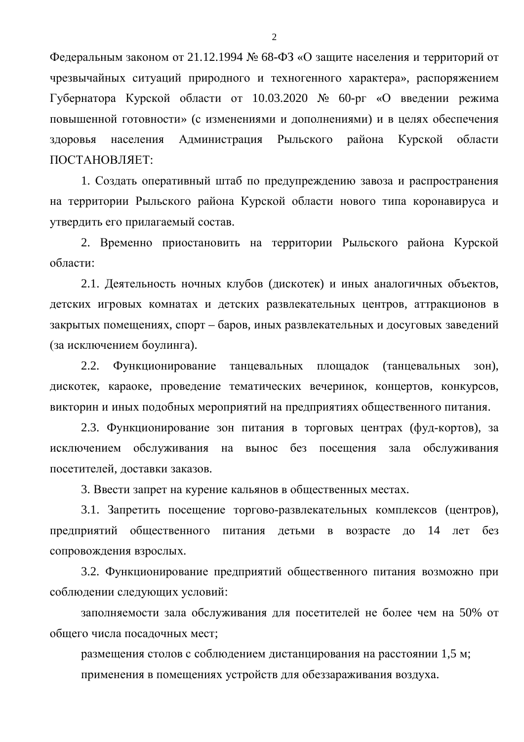Федеральным законом от 21.12.1994 № 68-ФЗ «О защите населения и территорий от чрезвычайных ситуаций природного и техногенного характера», распоряжением Губернатора Курской области от 10.03.2020 № 60-рг «О введении режима повышенной готовности» (с изменениями и дополнениями) и в целях обеспечения здоровья населения Администрация Рыльского района Курской области ПОСТАНОВЛЯЕТ:

1. Создать оперативный штаб по предупреждению завоза и распространения на территории Рыльского района Курской области нового типа коронавируса и утвердить его прилагаемый состав.

2. Временно приостановить на территории Рыльского района Курской области:

2.1. Деятельность ночных клубов (дискотек) и иных аналогичных объектов, детских игровых комнатах и детских развлекательных центров, аттракционов в закрытых помещениях, спорт – баров, иных развлекательных и досуговых заведений (за исключением боулинга).

2.2. Функционирование танцевальных площадок (танцевальных зон), дискотек, караоке, проведение тематических вечеринок, концертов, конкурсов, викторин и иных подобных мероприятий на предприятиях общественного питания.

2.3. Функционирование зон питания в торговых центрах (фуд-кортов), за исключением обслуживания на вынос без посещения зала обслуживания посетителей, доставки заказов.

3. Ввести запрет на курение кальянов в общественных местах.

3.1. Запретить посещение торгово-развлекательных комплексов (центров), предприятий общественного питания детьми в возрасте до 14 лет без сопровождения взрослых.

3.2. Функционирование предприятий общественного питания возможно при соблюдении следующих условий:

заполняемости зала обслуживания для посетителей не более чем на 50% от общего числа посадочных мест;

размещения столов с соблюдением дистанцирования на расстоянии 1,5 м;

применения в помещениях устройств для обеззараживания воздуха.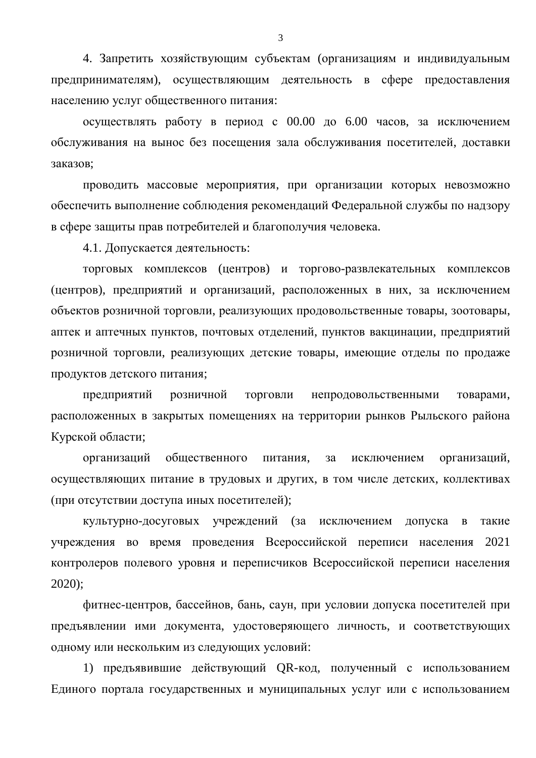4. Запретить хозяйствующим субъектам (организациям и индивидуальным предпринимателям), осуществляющим деятельность в сфере предоставления населению услуг общественного питания:

осуществлять работу в период с 00.00 до 6.00 часов, за исключением обслуживания на вынос без посещения зала обслуживания посетителей, доставки заказов;

проводить массовые мероприятия, при организации которых невозможно обеспечить выполнение соблюдения рекомендаций Федеральной службы по надзору в сфере защиты прав потребителей и благополучия человека.

4.1. Допускается деятельность:

торговых комплексов (центров) и торгово-развлекательных комплексов (центров), предприятий и организаций, расположенных в них, за исключением объектов розничной торговли, реализующих продовольственные товары, зоотовары, аптек и аптечных пунктов, почтовых отделений, пунктов вакцинации, предприятий розничной торговли, реализующих детские товары, имеющие отделы по продаже продуктов детского питания;

предприятий розничной торговли непродовольственными товарами, расположенных в закрытых помещениях на территории рынков Рыльского района Курской области;

организаций общественного питания, за исключением организаций, осуществляющих питание в трудовых и других, в том числе детских, коллективах (при отсутствии доступа иных посетителей);

культурно-досуговых учреждений (за исключением допуска в такие учреждения во время проведения Всероссийской переписи населения 2021 контролеров полевого уровня и переписчиков Всероссийской переписи населения 2020);

фитнес-центров, бассейнов, бань, саун, при условии допуска посетителей при предъявлении ими документа, удостоверяющего личность, и соответствующих одному или нескольким из следующих условий:

1) предъявившие действующий QR-код, полученный с использованием Единого портала государственных и муниципальных услуг или с использованием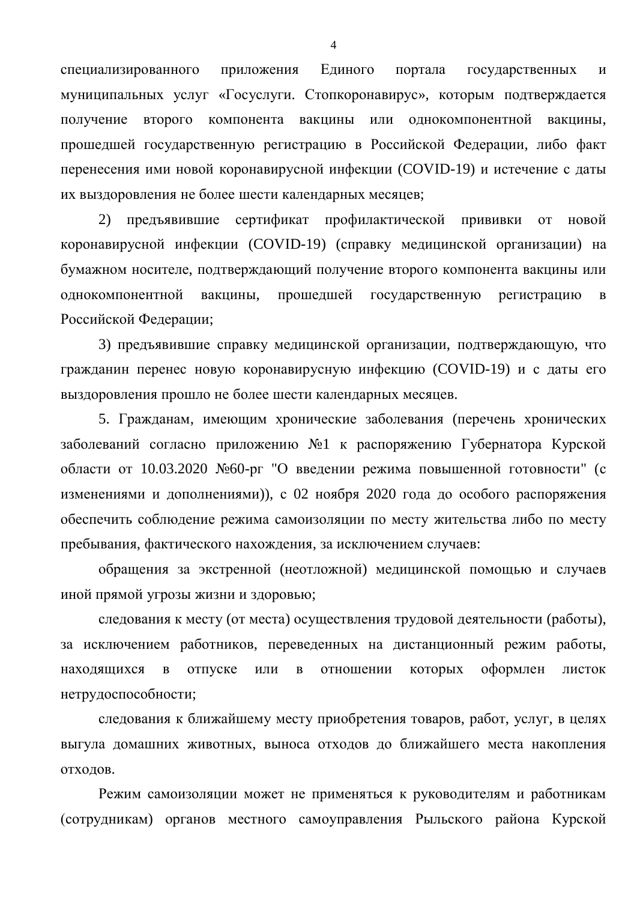специализированного приложения Единого портала государственных и муниципальных услуг «Госуслуги. Стопкоронавирус», которым подтверждается получение второго компонента вакцины или однокомпонентной вакцины, прошедшей государственную регистрацию в Российской Федерации, либо факт перенесения ими новой коронавирусной инфекции (COVID-19) и истечение с даты их выздоровления не более шести календарных месяцев;

2) предъявившие сертификат профилактической прививки от новой коронавирусной инфекции (COVID-19) (справку медицинской организации) на бумажном носителе, подтверждающий получение второго компонента вакцины или однокомпонентной вакцины, прошедшей государственную регистрацию в Российской Федерации;

3) предъявившие справку медицинской организации, подтверждающую, что гражданин перенес новую коронавирусную инфекцию (COVID-19) и с даты его выздоровления прошло не более шести календарных месяцев.

5. Гражданам, имеющим хронические заболевания (перечень хронических заболеваний согласно приложению №1 к распоряжению Губернатора Курской области от 10.03.2020 №60-рг "О введении режима повышенной готовности" (с изменениями и дополнениями)), с 02 ноября 2020 года до особого распоряжения обеспечить соблюдение режима самоизоляции по месту жительства либо по месту пребывания, фактического нахождения, за исключением случаев:

обращения за экстренной (неотложной) медицинской помощью и случаев иной прямой угрозы жизни и здоровью;

следования к месту (от места) осуществления трудовой деятельности (работы), за исключением работников, переведенных на дистанционный режим работы, находящихся в отпуске или в отношении которых оформлен листок нетрудоспособности;

следования к ближайшему месту приобретения товаров, работ, услуг, в целях выгула домашних животных, выноса отходов до ближайшего места накопления отходов.

Режим самоизоляции может не применяться к руководителям и работникам (сотрудникам) органов местного самоуправления Рыльского района Курской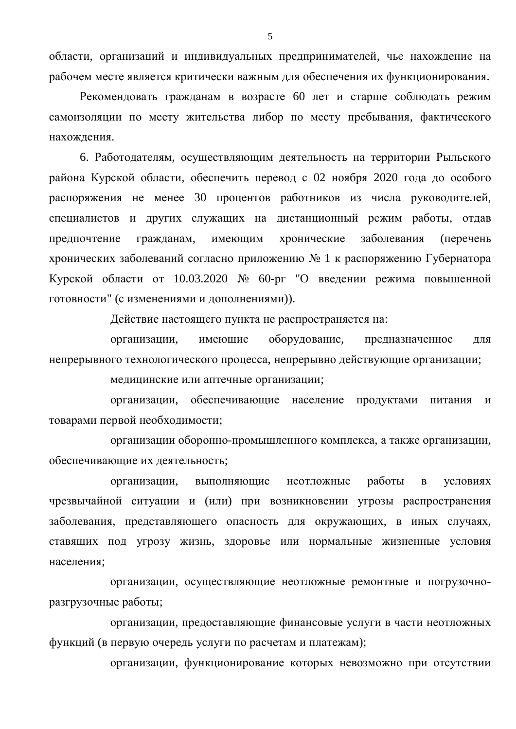области, организаций и индивидуальных предпринимателей, чье нахождение на рабочем месте является критически важным для обеспечения их функционирования.

Рекомендовать гражданам в возрасте 60 лет и старше соблюдать режим самоизоляции по месту жительства либор по месту пребывания, фактического нахождения.

6. Работодателям, осуществляющим деятельность на территории Рыльского района Курской области, обеспечить перевод с 02 ноября 2020 года до особого распоряжения не менее 30 процентов работников из числа руководителей, специалистов и других служащих на дистанционный режим работы, отдав предпочтение гражданам, имеющим хронические заболевания (перечень хронических заболеваний согласно приложению № 1 к распоряжению Губернатора Курской области от 10.03.2020 № 60-рг "О введении режима повышенной готовности" (с изменениями и дополнениями)).

Действие настоящего пункта не распространяется на:

организации, имеющие оборудование, предназначенное для непрерывного технологического процесса, непрерывно действующие организации;

медицинские или аптечные организации;

организации, обеспечивающие население продуктами питания и товарами первой необходимости;

организации оборонно-промышленного комплекса, а также организации, обеспечивающие их деятельность;

организации, выполняющие неотложные работы в условиях чрезвычайной ситуации и (или) при возникновении угрозы распространения заболевания, представляющего опасность для окружающих, в иных случаях, ставящих под угрозу жизнь, здоровье или нормальные жизненные условия населения;

организации, осуществляющие неотложные ремонтные и погрузочно-разгрузочные работы;

организации, предоставляющие финансовые услуги в части неотложных функций (в первую очередь услуги по расчетам и платежам);

организации, функционирование которых невозможно при отсутствии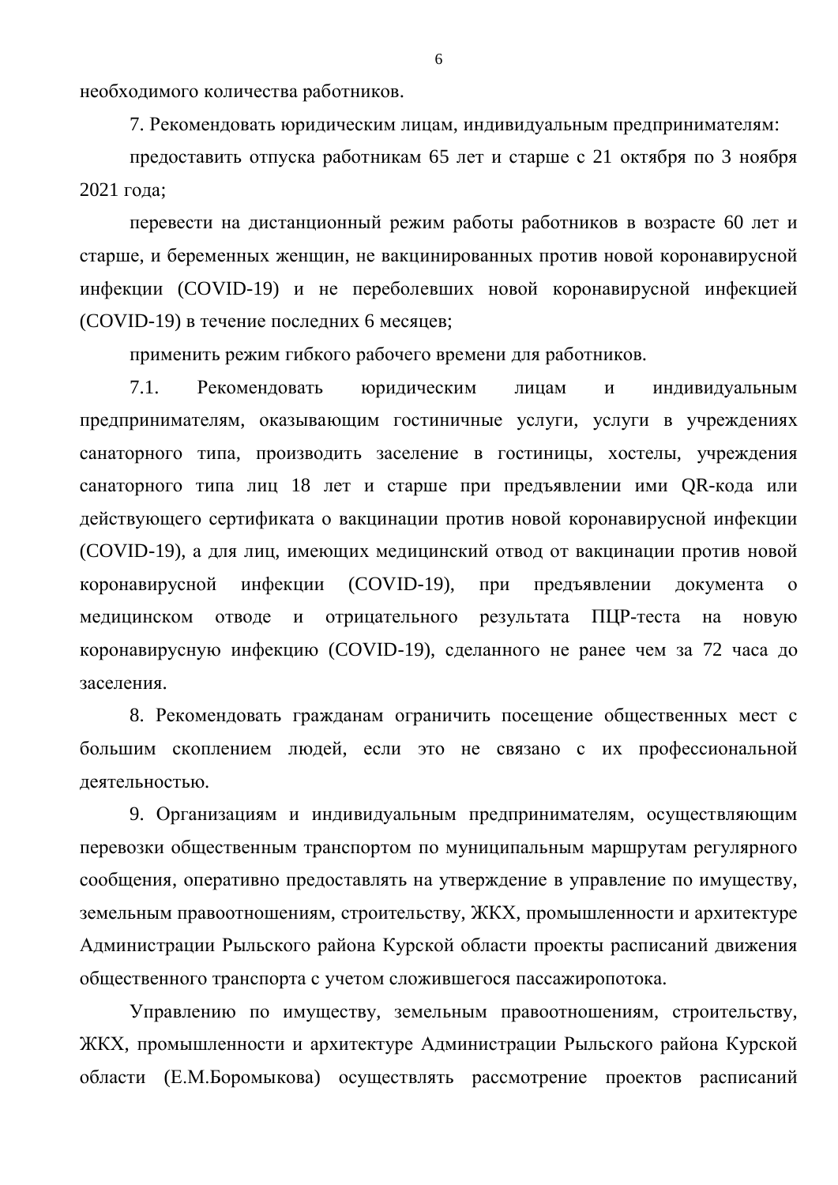необходимого количества работников.

7. Рекомендовать юридическим лицам, индивидуальным предпринимателям:

предоставить отпуска работникам 65 лет и старше с 21 октября по 3 ноября 2021 года;

перевести на дистанционный режим работы работников в возрасте 60 лет и старше, и беременных женщин, не вакцинированных против новой коронавирусной инфекции (COVID-19) и не переболевших новой коронавирусной инфекцией (COVID-19) в течение последних 6 месяцев;

применить режим гибкого рабочего времени для работников.

7.1. Рекомендовать юридическим лицам и индивидуальным предпринимателям, оказывающим гостиничные услуги, услуги в учреждениях санаторного типа, производить заселение в гостиницы, хостелы, учреждения санаторного типа лиц 18 лет и старше при предъявлении ими QR-кода или действующего сертификата о вакцинации против новой коронавирусной инфекции (COVID-19), а для лиц, имеющих медицинский отвод от вакцинации против новой коронавирусной инфекции (COVID-19), при предъявлении документа о медицинском отводе и отрицательного результата ПЦР-теста на новую коронавирусную инфекцию (COVID-19), сделанного не ранее чем за 72 часа до заселения.

8. Рекомендовать гражданам ограничить посещение общественных мест с большим скоплением людей, если это не связано с их профессиональной деятельностью.

9. Организациям и индивидуальным предпринимателям, осуществляющим перевозки общественным транспортом по муниципальным маршрутам регулярного сообщения, оперативно предоставлять на утверждение в управление по имуществу, земельным правоотношениям, строительству, ЖКХ, промышленности и архитектуре Администрации Рыльского района Курской области проекты расписаний движения общественного транспорта с учетом сложившегося пассажиропотока.

Управлению по имуществу, земельным правоотношениям, строительству, ЖКХ, промышленности и архитектуре Администрации Рыльского района Курской области (Е.М.Боромыкова) осуществлять рассмотрение проектов расписаний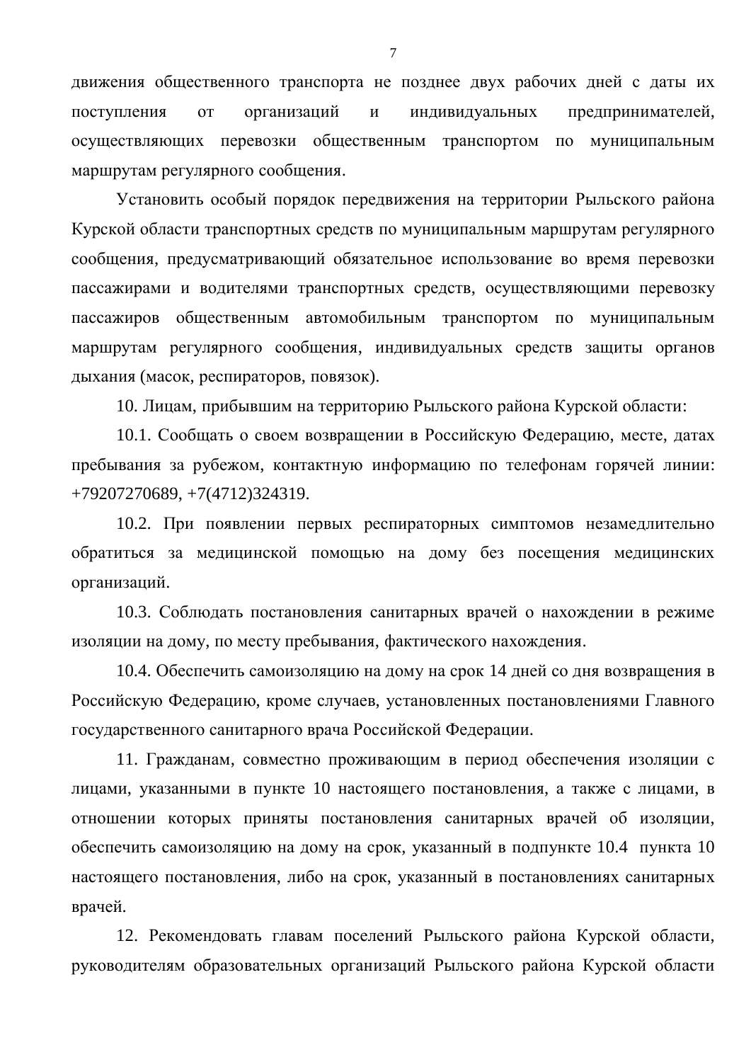движения общественного транспорта не позднее двух рабочих дней с даты их поступления от организаций и индивидуальных предпринимателей, осуществляющих перевозки общественным транспортом по муниципальным маршрутам регулярного сообщения.

Установить особый порядок передвижения на территории Рыльского района Курской области транспортных средств по муниципальным маршрутам регулярного сообщения, предусматривающий обязательное использование во время перевозки пассажирами и водителями транспортных средств, осуществляющими перевозку пассажиров общественным автомобильным транспортом по муниципальным маршрутам регулярного сообщения, индивидуальных средств защиты органов дыхания (масок, респираторов, повязок).

10. Лицам, прибывшим на территорию Рыльского района Курской области:

10.1. Сообщать о своем возвращении в Российскую Федерацию, месте, датах пребывания за рубежом, контактную информацию по телефонам горячей линии: +79207270689, +7(4712)324319.

10.2. При появлении первых респираторных симптомов незамедлительно обратиться за медицинской помощью на дому без посещения медицинских организаций.

10.3. Соблюдать постановления санитарных врачей о нахождении в режиме изоляции на дому, по месту пребывания, фактического нахождения.

10.4. Обеспечить самоизоляцию на дому на срок 14 дней со дня возвращения в Российскую Федерацию, кроме случаев, установленных постановлениями Главного государственного санитарного врача Российской Федерации.

11. Гражданам, совместно проживающим в период обеспечения изоляции с лицами, указанными в пункте 10 настоящего постановления, а также с лицами, в отношении которых приняты постановления санитарных врачей об изоляции, обеспечить самоизоляцию на дому на срок, указанный в подпункте 10.4 пункта 10 настоящего постановления, либо на срок, указанный в постановлениях санитарных врачей.

12. Рекомендовать главам поселений Рыльского района Курской области, руководителям образовательных организаций Рыльского района Курской области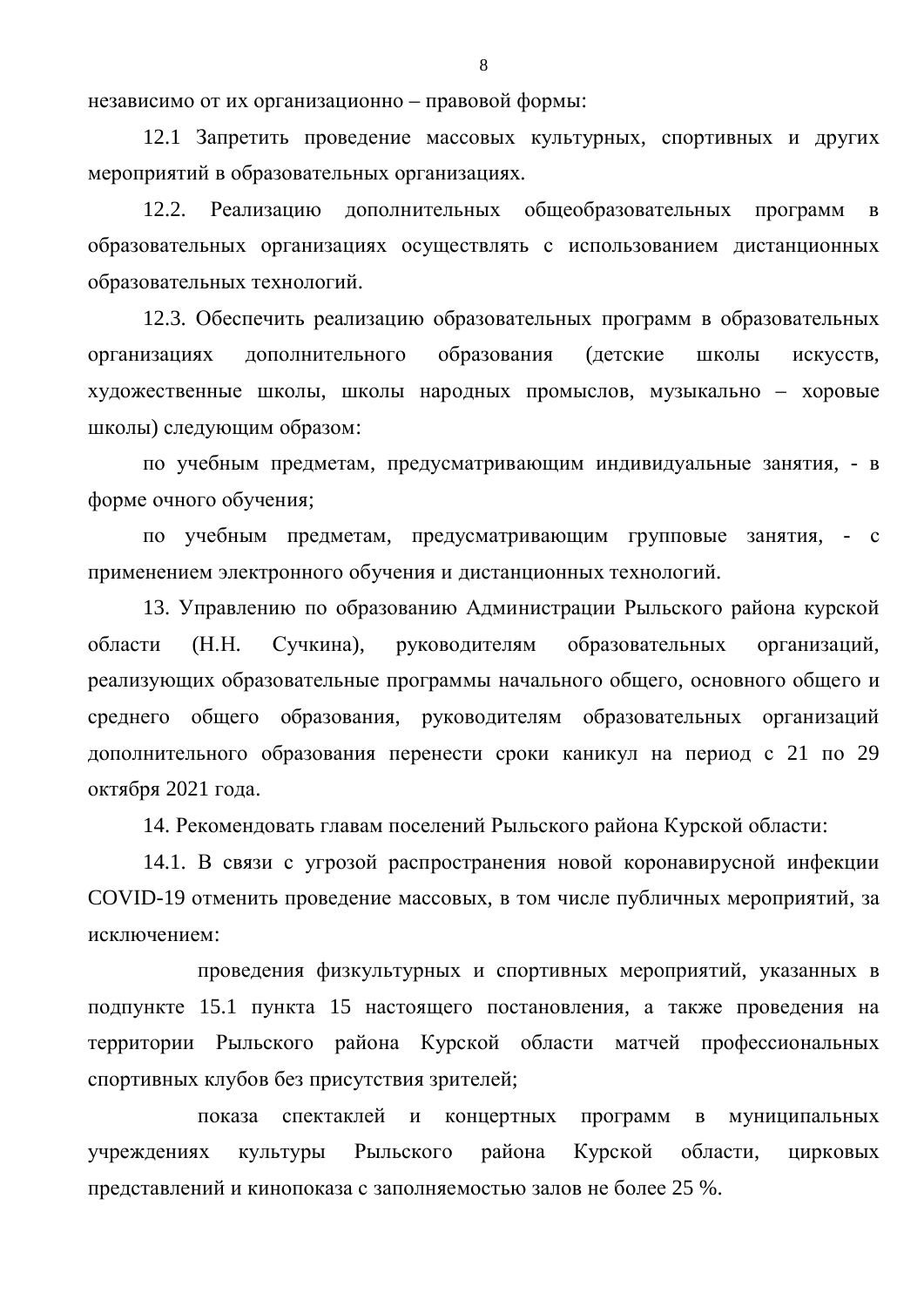независимо от их организационно – правовой формы:

12.1 Запретить проведение массовых культурных, спортивных и других мероприятий в образовательных организациях.

12.2. Реализацию дополнительных общеобразовательных программ в образовательных организациях осуществлять с использованием дистанционных образовательных технологий.

12.3. Обеспечить реализацию образовательных программ в образовательных организациях дополнительного образования (детские школы искусств, художественные школы, школы народных промыслов, музыкально – хоровые школы) следующим образом:

по учебным предметам, предусматривающим индивидуальные занятия, - в форме очного обучения;

по учебным предметам, предусматривающим групповые занятия, - с применением электронного обучения и дистанционных технологий.

13. Управлению по образованию Администрации Рыльского района курской области (Н.Н. Сучкина), руководителям образовательных организаций, реализующих образовательные программы начального общего, основного общего и среднего общего образования, руководителям образовательных организаций дополнительного образования перенести сроки каникул на период с 21 по 29 октября 2021 года.

14. Рекомендовать главам поселений Рыльского района Курской области:

14.1. В связи с угрозой распространения новой коронавирусной инфекции COVID-19 отменить проведение массовых, в том числе публичных мероприятий, за исключением:

проведения физкультурных и спортивных мероприятий, указанных в подпункте 15.1 пункта 15 настоящего постановления, а также проведения на территории Рыльского района Курской области матчей профессиональных спортивных клубов без присутствия зрителей;

показа спектаклей и концертных программ в муниципальных учреждениях культуры Рыльского района Курской области, цирковых представлений и кинопоказа с заполняемостью залов не более 25 %.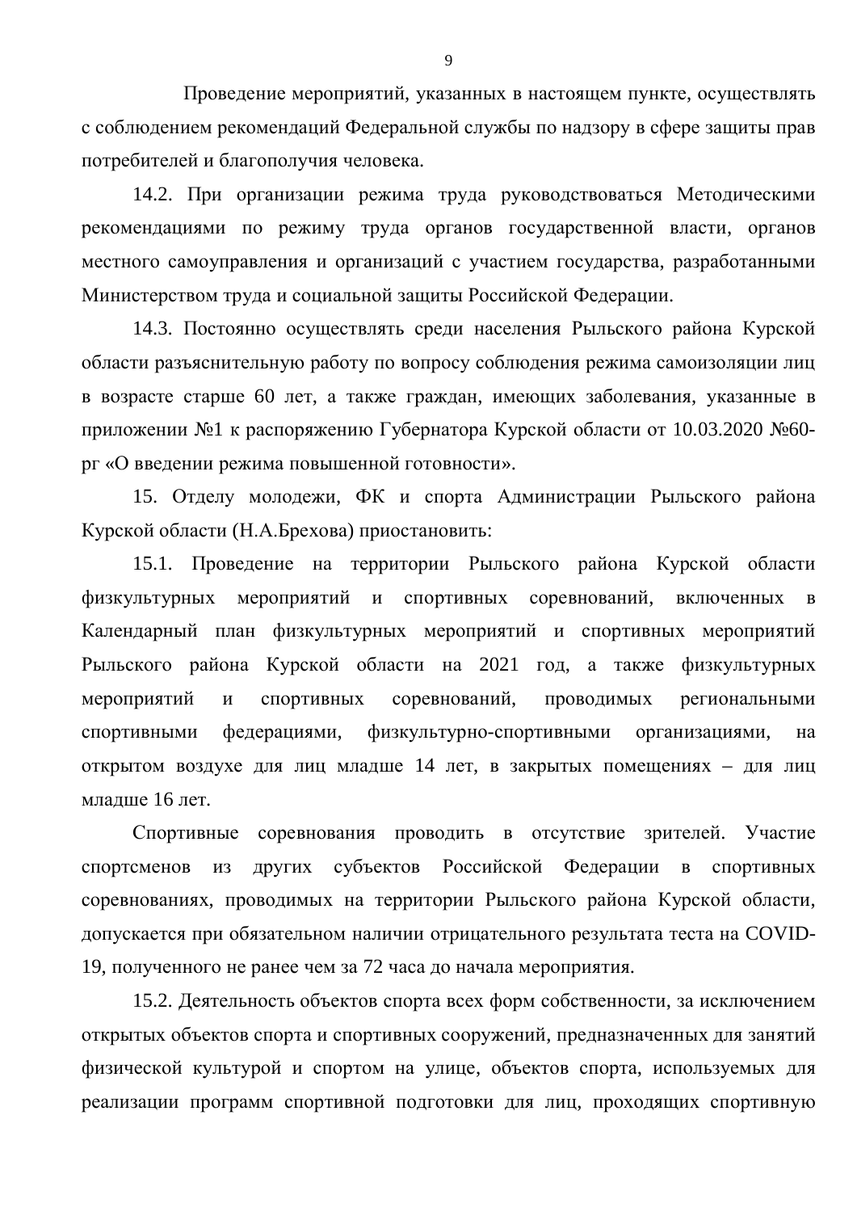Проведение мероприятий, указанных в настоящем пункте, осуществлять с соблюдением рекомендаций Федеральной службы по надзору в сфере защиты прав потребителей и благополучия человека.

14.2. При организации режима труда руководствоваться Методическими рекомендациями по режиму труда органов государственной власти, органов местного самоуправления и организаций с участием государства, разработанными Министерством труда и социальной защиты Российской Федерации.

14.3. Постоянно осуществлять среди населения Рыльского района Курской области разъяснительную работу по вопросу соблюдения режима самоизоляции лиц в возрасте старше 60 лет, а также граждан, имеющих заболевания, указанные в приложении №1 к распоряжению Губернатора Курской области от 10.03.2020 №60-рг «О введении режима повышенной готовности».

15. Отделу молодежи, ФК и спорта Администрации Рыльского района Курской области (Н.А.Брехова) приостановить:

15.1. Проведение на территории Рыльского района Курской области физкультурных мероприятий и спортивных соревнований, включенных в Календарный план физкультурных мероприятий и спортивных мероприятий Рыльского района Курской области на 2021 год, а также физкультурных мероприятий и спортивных соревнований, проводимых региональными спортивными федерациями, физкультурно-спортивными организациями, на открытом воздухе для лиц младше 14 лет, в закрытых помещениях – для лиц младше 16 лет.

Спортивные соревнования проводить в отсутствие зрителей. Участие спортсменов из других субъектов Российской Федерации в спортивных соревнованиях, проводимых на территории Рыльского района Курской области, допускается при обязательном наличии отрицательного результата теста на COVID-19, полученного не ранее чем за 72 часа до начала мероприятия.

15.2. Деятельность объектов спорта всех форм собственности, за исключением открытых объектов спорта и спортивных сооружений, предназначенных для занятий физической культурой и спортом на улице, объектов спорта, используемых для реализации программ спортивной подготовки для лиц, проходящих спортивную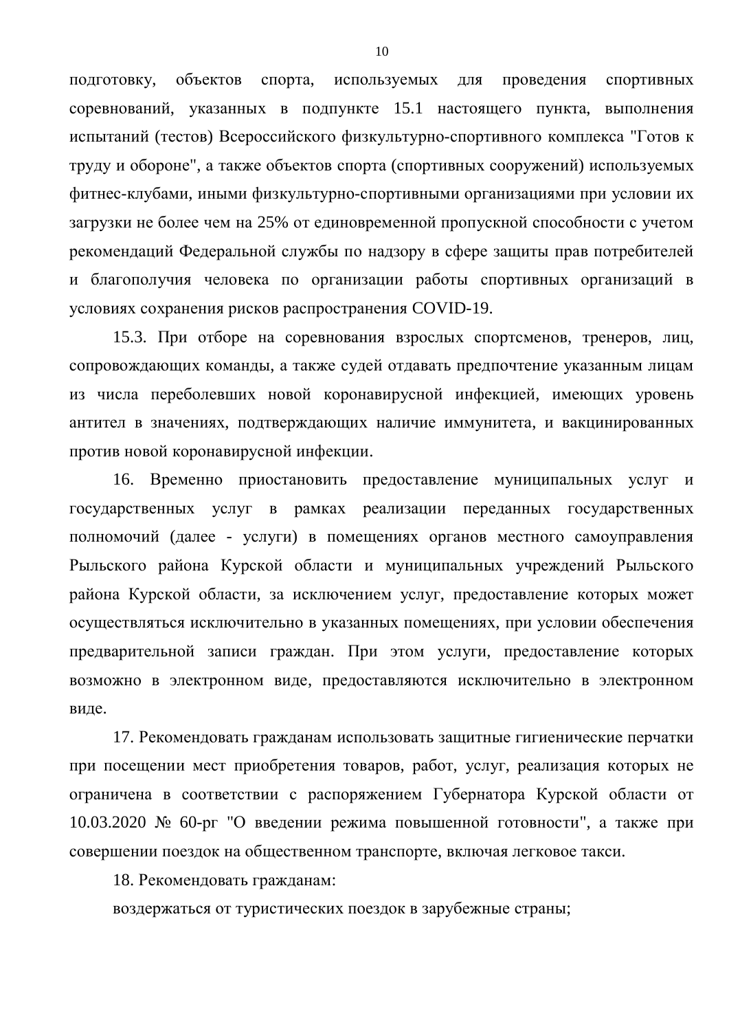подготовку, объектов спорта, используемых для проведения спортивных соревнований, указанных в подпункте 15.1 настоящего пункта, выполнения испытаний (тестов) Всероссийского физкультурно-спортивного комплекса "Готов к труду и обороне", а также объектов спорта (спортивных сооружений) используемых фитнес-клубами, иными физкультурно-спортивными организациями при условии их загрузки не более чем на 25% от единовременной пропускной способности с учетом рекомендаций Федеральной службы по надзору в сфере защиты прав потребителей и благополучия человека по организации работы спортивных организаций в условиях сохранения рисков распространения COVID-19.

15.3. При отборе на соревнования взрослых спортсменов, тренеров, лиц, сопровождающих команды, а также судей отдавать предпочтение указанным лицам из числа переболевших новой коронавирусной инфекцией, имеющих уровень антител в значениях, подтверждающих наличие иммунитета, и вакцинированных против новой коронавирусной инфекции.

16. Временно приостановить предоставление муниципальных услуг и государственных услуг в рамках реализации переданных государственных полномочий (далее - услуги) в помещениях органов местного самоуправления Рыльского района Курской области и муниципальных учреждений Рыльского района Курской области, за исключением услуг, предоставление которых может осуществляться исключительно в указанных помещениях, при условии обеспечения предварительной записи граждан. При этом услуги, предоставление которых возможно в электронном виде, предоставляются исключительно в электронном виде.

17. Рекомендовать гражданам использовать защитные гигиенические перчатки при посещении мест приобретения товаров, работ, услуг, реализация которых не ограничена в соответствии с распоряжением Губернатора Курской области от 10.03.2020 № 60-рг "О введении режима повышенной готовности", а также при совершении поездок на общественном транспорте, включая легковое такси.

18. Рекомендовать гражданам:

воздержаться от туристических поездок в зарубежные страны;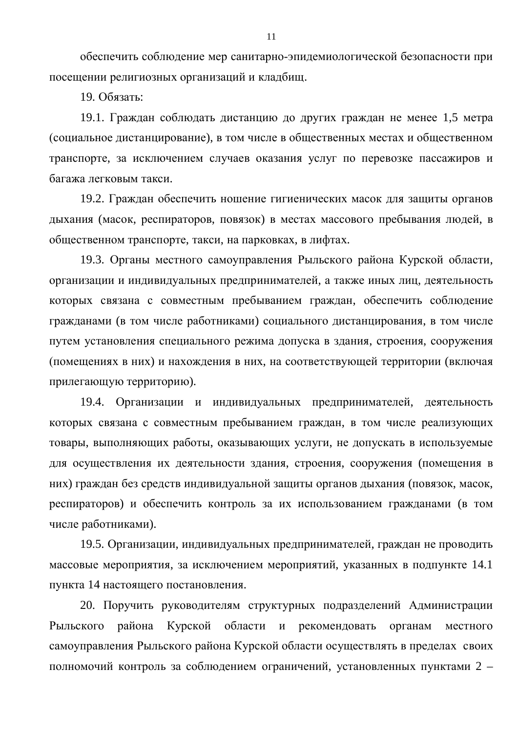обеспечить соблюдение мер санитарно-эпидемиологической безопасности при посещении религиозных организаций и кладбищ.

19. Обязать:

19.1. Граждан соблюдать дистанцию до других граждан не менее 1,5 метра (социальное дистанцирование), в том числе в общественных местах и общественном транспорте, за исключением случаев оказания услуг по перевозке пассажиров и багажа легковым такси.

19.2. Граждан обеспечить ношение гигиенических масок для защиты органов дыхания (масок, респираторов, повязок) в местах массового пребывания людей, в общественном транспорте, такси, на парковках, в лифтах.

19.3. Органы местного самоуправления Рыльского района Курской области, организации и индивидуальных предпринимателей, а также иных лиц, деятельность которых связана с совместным пребыванием граждан, обеспечить соблюдение гражданами (в том числе работниками) социального дистанцирования, в том числе путем установления специального режима допуска в здания, строения, сооружения (помещениях в них) и нахождения в них, на соответствующей территории (включая прилегающую территорию).

19.4. Организации и индивидуальных предпринимателей, деятельность которых связана с совместным пребыванием граждан, в том числе реализующих товары, выполняющих работы, оказывающих услуги, не допускать в используемые для осуществления их деятельности здания, строения, сооружения (помещения в них) граждан без средств индивидуальной защиты органов дыхания (повязок, масок, респираторов) и обеспечить контроль за их использованием гражданами (в том числе работниками).

19.5. Организации, индивидуальных предпринимателей, граждан не проводить массовые мероприятия, за исключением мероприятий, указанных в подпункте 14.1 пункта 14 настоящего постановления.

20. Поручить руководителям структурных подразделений Администрации Рыльского района Курской области и рекомендовать органам местного самоуправления Рыльского района Курской области осуществлять в пределах своих полномочий контроль за соблюдением ограничений, установленных пунктами 2 –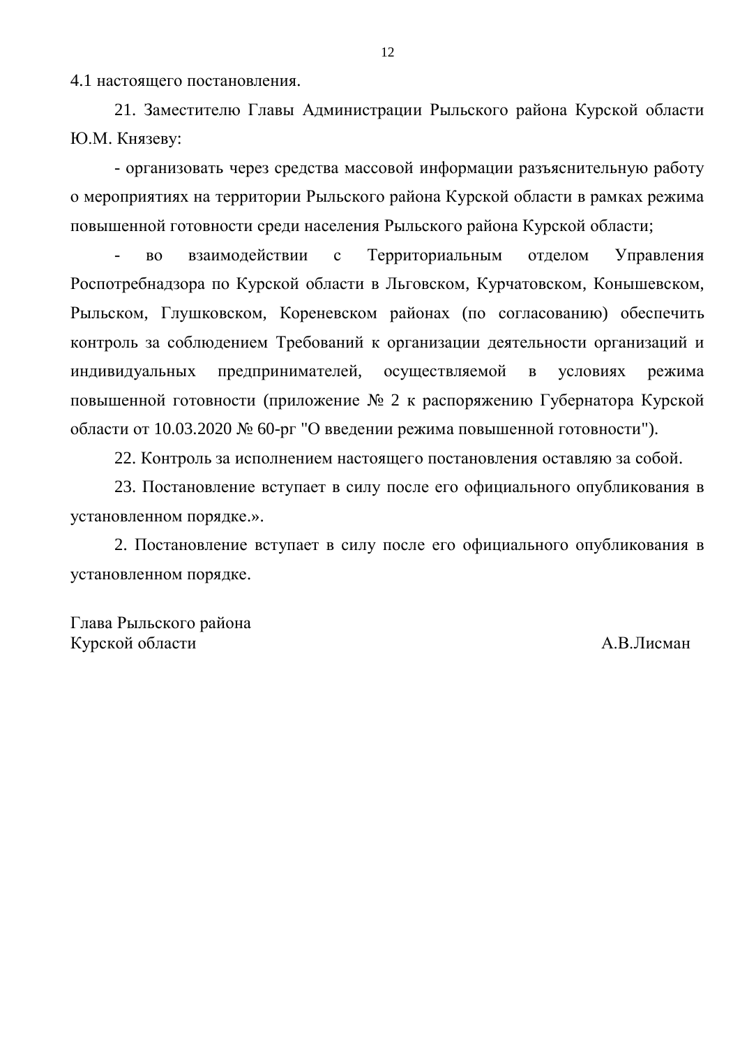4.1 настоящего постановления.

21. Заместителю Главы Администрации Рыльского района Курской области Ю.М. Князеву:

- организовать через средства массовой информации разъяснительную работу о мероприятиях на территории Рыльского района Курской области в рамках режима повышенной готовности среди населения Рыльского района Курской области;

- во взаимодействии с Территориальным отделом Управления Роспотребнадзора по Курской области в Льговском, Курчатовском, Конышевском, Рыльском, Глушковском, Кореневском районах (по согласованию) обеспечить контроль за соблюдением Требований к организации деятельности организаций и индивидуальных предпринимателей, осуществляемой в условиях режима повышенной готовности (приложение № 2 к распоряжению Губернатора Курской области от 10.03.2020 № 60-рг "О введении режима повышенной готовности").

22. Контроль за исполнением настоящего постановления оставляю за собой.

23. Постановление вступает в силу после его официального опубликования в установленном порядке.».

2. Постановление вступает в силу после его официального опубликования в установленном порядке.

Глава Рыльского района
Курской области А.В.Лисман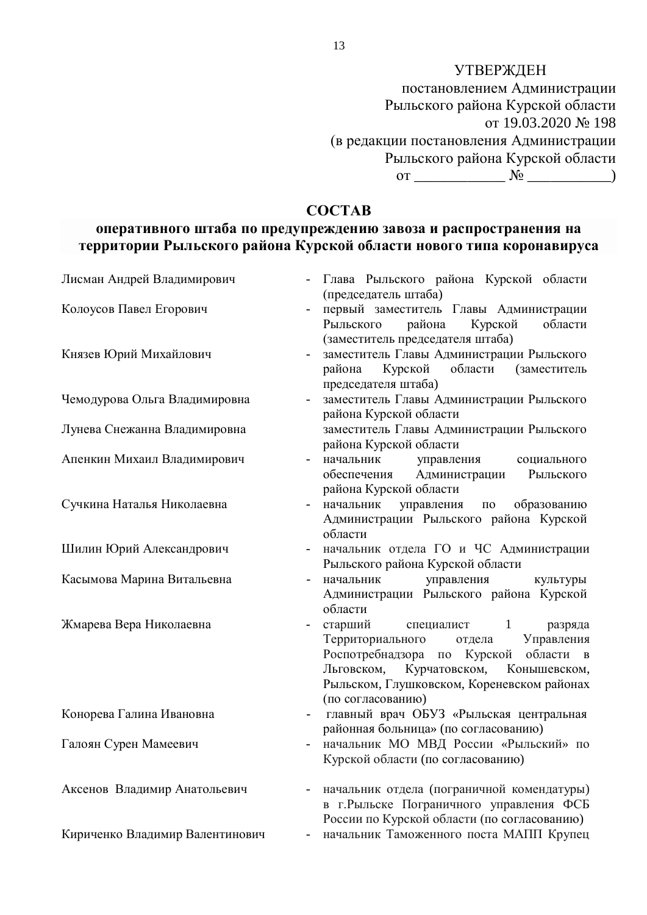УТВЕРЖДЕН
постановлением Администрации
Рыльского района Курской области
от 19.03.2020 № 198
(в редакции постановления Администрации
Рыльского района Курской области
от ____________ № ___________)

## СОСТАВ
### оперативного штаба по предупреждению завоза и распространения на территории Рыльского района Курской области нового типа коронавируса

| | |
|---|---|
| Лисман Андрей Владимирович | - Глава Рыльского района Курской области (председатель штаба) |
| Колоусов Павел Егорович | - первый заместитель Главы Администрации Рыльского района Курской области (заместитель председателя штаба) |
| Князев Юрий Михайлович | - заместитель Главы Администрации Рыльского района Курской области (заместитель председателя штаба) |
| Чемодурова Ольга Владимировна | - заместитель Главы Администрации Рыльского района Курской области |
| Лунева Снежанна Владимировна | заместитель Главы Администрации Рыльского района Курской области |
| Апенкин Михаил Владимирович | - начальник управления социального обеспечения Администрации Рыльского района Курской области |
| Сучкина Наталья Николаевна | - начальник управления по образованию Администрации Рыльского района Курской области |
| Шилин Юрий Александрович | - начальник отдела ГО и ЧС Администрации Рыльского района Курской области |
| Касымова Марина Витальевна | - начальник управления культуры Администрации Рыльского района Курской области |
| Жмарева Вера Николаевна | - старший специалист 1 разряда Территориального отдела Управления Роспотребнадзора по Курской области в Льговском, Курчатовском, Конышевском, Рыльском, Глушковском, Кореневском районах (по согласованию) |
| Конорева Галина Ивановна | - главный врач ОБУЗ «Рыльская центральная районная больница» (по согласованию) |
| Галоян Сурен Мамеевич | - начальник МО МВД России «Рыльский» по Курской области (по согласованию) |
| Аксенов Владимир Анатольевич | - начальник отдела (пограничной комендатуры) в г.Рыльске Пограничного управления ФСБ России по Курской области (по согласованию) |
| Кириченко Владимир Валентинович | - начальник Таможенного поста МАПП Крупец |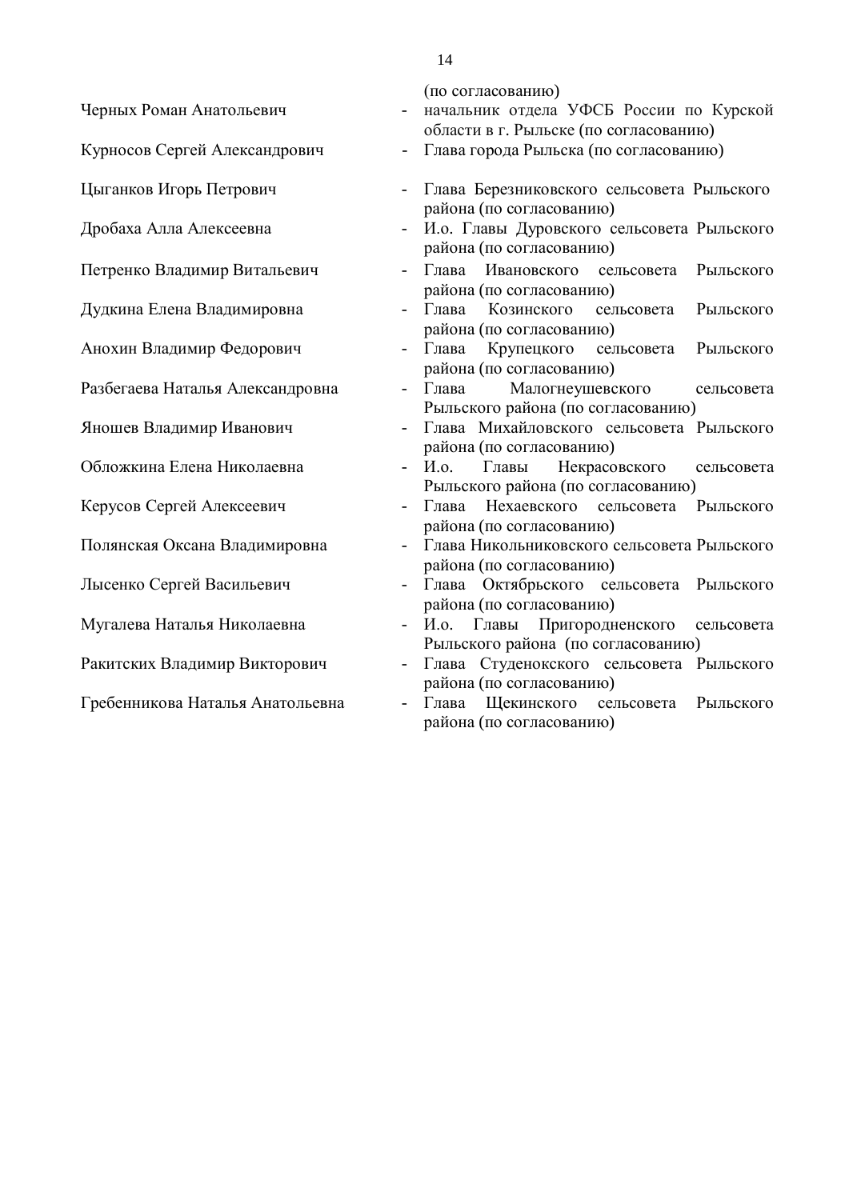(по согласованию)

| | | |
|---|---|---|
| Черных Роман Анатольевич | - | начальник отдела УФСБ России по Курской области в г. Рыльске (по согласованию) |
| Курносов Сергей Александрович | - | Глава города Рыльска (по согласованию) |
| Цыганков Игорь Петрович | - | Глава Березниковского сельсовета Рыльского района (по согласованию) |
| Дробаха Алла Алексеевна | - | И.о. Главы Дуровского сельсовета Рыльского района (по согласованию) |
| Петренко Владимир Витальевич | - | Глава Ивановского сельсовета Рыльского района (по согласованию) |
| Дудкина Елена Владимировна | - | Глава Козинского сельсовета Рыльского района (по согласованию) |
| Анохин Владимир Федорович | - | Глава Крупецкого сельсовета Рыльского района (по согласованию) |
| Разбегаева Наталья Александровна | - | Глава Малогнеушевского сельсовета Рыльского района (по согласованию) |
| Яношев Владимир Иванович | - | Глава Михайловского сельсовета Рыльского района (по согласованию) |
| Обложкина Елена Николаевна | - | И.о. Главы Некрасовского сельсовета Рыльского района (по согласованию) |
| Керусов Сергей Алексеевич | - | Глава Нехаевского сельсовета Рыльского района (по согласованию) |
| Полянская Оксана Владимировна | - | Глава Никольниковского сельсовета Рыльского района (по согласованию) |
| Лысенко Сергей Васильевич | - | Глава Октябрьского сельсовета Рыльского района (по согласованию) |
| Мугалева Наталья Николаевна | - | И.о. Главы Пригородненского сельсовета Рыльского района (по согласованию) |
| Ракитских Владимир Викторович | - | Глава Студенокского сельсовета Рыльского района (по согласованию) |
| Гребенникова Наталья Анатольевна | - | Глава Щекинского сельсовета Рыльского района (по согласованию) |